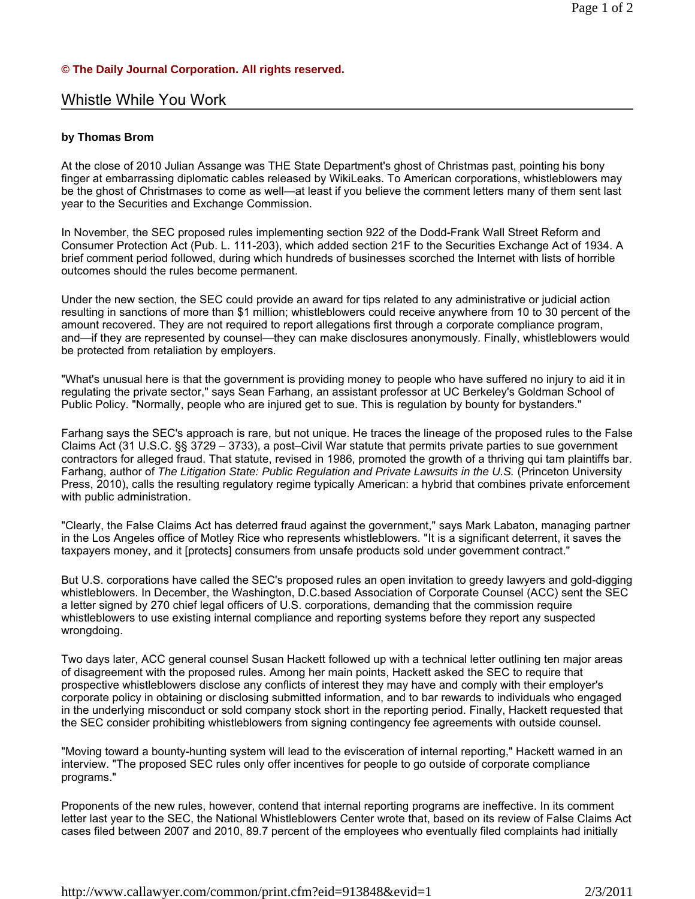**© The Daily Journal Corporation. All rights reserved.**

# Whistle While You Work

**by Thomas Brom**

At the close of 2010 Julian Assange was THE State Department's ghost of Christmas past, pointing his bony finger at embarrassing diplomatic cables released by WikiLeaks. To American corporations, whistleblowers may be the ghost of Christmases to come as well—at least if you believe the comment letters many of them sent last year to the Securities and Exchange Commission.

In November, the SEC proposed rules implementing section 922 of the Dodd-Frank Wall Street Reform and Consumer Protection Act (Pub. L. 111-203), which added section 21F to the Securities Exchange Act of 1934. A brief comment period followed, during which hundreds of businesses scorched the Internet with lists of horrible outcomes should the rules become permanent.

Under the new section, the SEC could provide an award for tips related to any administrative or judicial action resulting in sanctions of more than $1 million; whistleblowers could receive anywhere from 10 to 30 percent of the amount recovered. They are not required to report allegations first through a corporate compliance program, and—if they are represented by counsel—they can make disclosures anonymously. Finally, whistleblowers would be protected from retaliation by employers.

"What's unusual here is that the government is providing money to people who have suffered no injury to aid it in regulating the private sector," says Sean Farhang, an assistant professor at UC Berkeley's Goldman School of Public Policy. "Normally, people who are injured get to sue. This is regulation by bounty for bystanders."

Farhang says the SEC's approach is rare, but not unique. He traces the lineage of the proposed rules to the False Claims Act (31 U.S.C. §§ 3729 – 3733), a post–Civil War statute that permits private parties to sue government contractors for alleged fraud. That statute, revised in 1986, promoted the growth of a thriving qui tam plaintiffs bar. Farhang, author of *The Litigation State: Public Regulation and Private Lawsuits in the U.S.* (Princeton University Press, 2010), calls the resulting regulatory regime typically American: a hybrid that combines private enforcement with public administration.

"Clearly, the False Claims Act has deterred fraud against the government," says Mark Labaton, managing partner in the Los Angeles office of Motley Rice who represents whistleblowers. "It is a significant deterrent, it saves the taxpayers money, and it [protects] consumers from unsafe products sold under government contract."

But U.S. corporations have called the SEC's proposed rules an open invitation to greedy lawyers and gold-digging whistleblowers. In December, the Washington, D.C.based Association of Corporate Counsel (ACC) sent the SEC a letter signed by 270 chief legal officers of U.S. corporations, demanding that the commission require whistleblowers to use existing internal compliance and reporting systems before they report any suspected wrongdoing.

Two days later, ACC general counsel Susan Hackett followed up with a technical letter outlining ten major areas of disagreement with the proposed rules. Among her main points, Hackett asked the SEC to require that prospective whistleblowers disclose any conflicts of interest they may have and comply with their employer's corporate policy in obtaining or disclosing submitted information, and to bar rewards to individuals who engaged in the underlying misconduct or sold company stock short in the reporting period. Finally, Hackett requested that the SEC consider prohibiting whistleblowers from signing contingency fee agreements with outside counsel.

"Moving toward a bounty-hunting system will lead to the evisceration of internal reporting," Hackett warned in an interview. "The proposed SEC rules only offer incentives for people to go outside of corporate compliance programs."

Proponents of the new rules, however, contend that internal reporting programs are ineffective. In its comment letter last year to the SEC, the National Whistleblowers Center wrote that, based on its review of False Claims Act cases filed between 2007 and 2010, 89.7 percent of the employees who eventually filed complaints had initially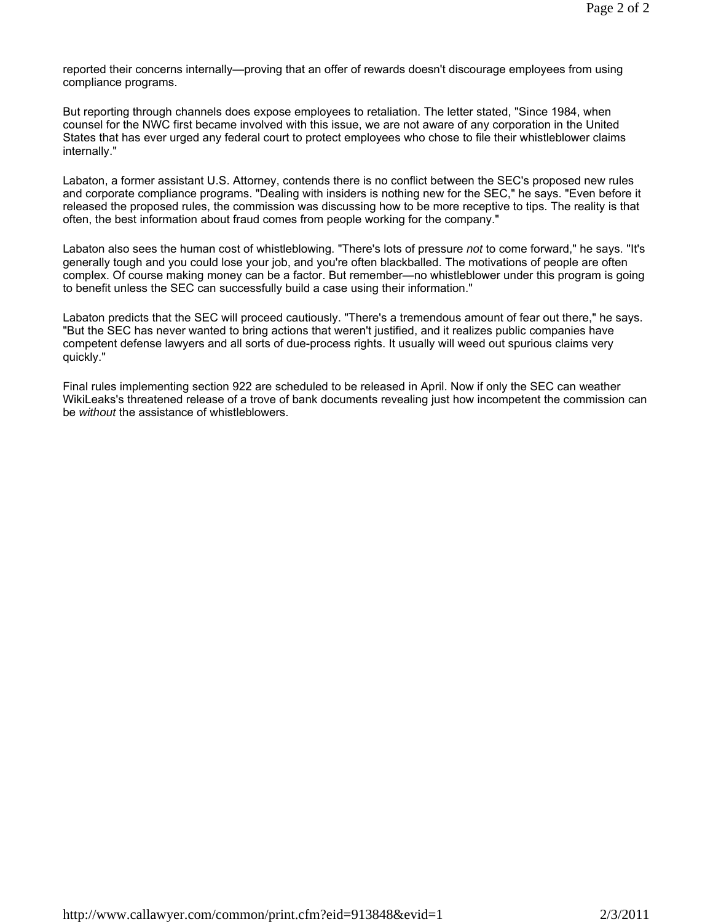reported their concerns internally—proving that an offer of rewards doesn't discourage employees from using compliance programs.

But reporting through channels does expose employees to retaliation. The letter stated, "Since 1984, when counsel for the NWC first became involved with this issue, we are not aware of any corporation in the United States that has ever urged any federal court to protect employees who chose to file their whistleblower claims internally."

Labaton, a former assistant U.S. Attorney, contends there is no conflict between the SEC's proposed new rules and corporate compliance programs. "Dealing with insiders is nothing new for the SEC," he says. "Even before it released the proposed rules, the commission was discussing how to be more receptive to tips. The reality is that often, the best information about fraud comes from people working for the company."

Labaton also sees the human cost of whistleblowing. "There's lots of pressure *not* to come forward," he says. "It's generally tough and you could lose your job, and you're often blackballed. The motivations of people are often complex. Of course making money can be a factor. But remember—no whistleblower under this program is going to benefit unless the SEC can successfully build a case using their information."

Labaton predicts that the SEC will proceed cautiously. "There's a tremendous amount of fear out there," he says. "But the SEC has never wanted to bring actions that weren't justified, and it realizes public companies have competent defense lawyers and all sorts of due-process rights. It usually will weed out spurious claims very quickly."

Final rules implementing section 922 are scheduled to be released in April. Now if only the SEC can weather WikiLeaks's threatened release of a trove of bank documents revealing just how incompetent the commission can be *without* the assistance of whistleblowers.